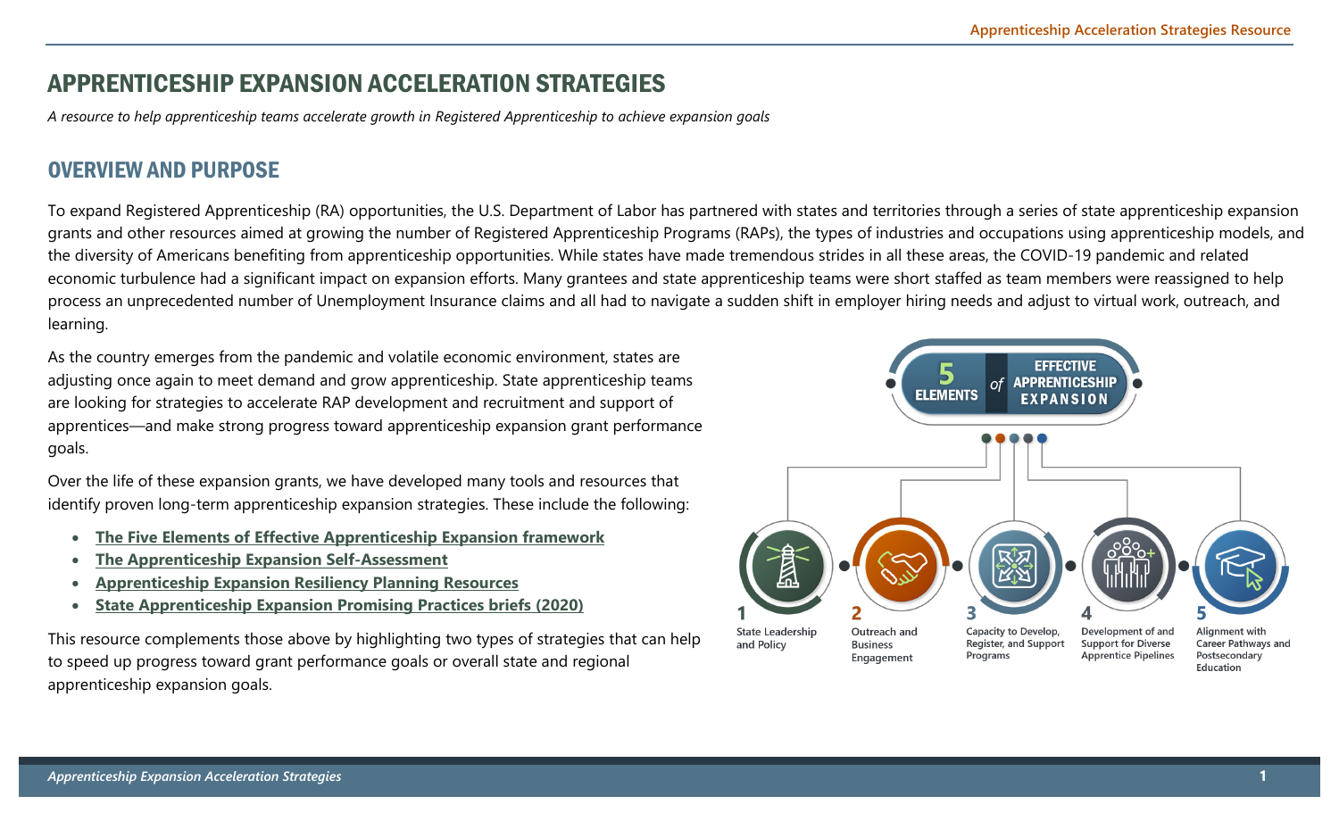# APPRENTICESHIP EXPANSION ACCELERATION STRATEGIES

*A resource to help apprenticeship teams accelerate growth in Registered Apprenticeship to achieve expansion goals*

## OVERVIEW AND PURPOSE

To expand Registered Apprenticeship (RA) opportunities, the U.S. Department of Labor has partnered with states and territories through a series of state apprenticeship expansion grants and other resources aimed at growing the number of Registered Apprenticeship Programs (RAPs), the types of industries and occupations using apprenticeship models, and the diversity of Americans benefiting from apprenticeship opportunities. While states have made tremendous strides in all these areas, the COVID-19 pandemic and related economic turbulence had a significant impact on expansion efforts. Many grantees and state apprenticeship teams were short staffed as team members were reassigned to help process an unprecedented number of Unemployment Insurance claims and all had to navigate a sudden shift in employer hiring needs and adjust to virtual work, outreach, and learning.

As the country emerges from the pandemic and volatile economic environment, states are adjusting once again to meet demand and grow apprenticeship. State apprenticeship teams are looking for strategies to accelerate RAP development and recruitment and support of apprentices—and make strong progress toward apprenticeship expansion grant performance goals.

Over the life of these expansion grants, we have developed many tools and resources that identify proven long-term apprenticeship expansion strategies. These include the following:

- **The Five Elements of Effective Apprenticeship Expansion framework**
- **The Apprenticeship Expansion Self-Assessment**
- **Apprenticeship Expansion Resiliency Planning Resources**
- **State Apprenticeship Expansion Promising Practices briefs (2020)**

This resource complements those above by highlighting two types of strategies that can help to speed up progress toward grant performance goals or overall state and regional apprenticeship expansion goals.

**5 ELEMENTS of EFFECTIVE APPRENTICESHIP EXPANSION**

1. State Leadership and Policy
2. Outreach and Business Engagement
3. Capacity to Develop, Register, and Support Programs
4. Development of and Support for Diverse Apprentice Pipelines
5. Alignment with Career Pathways and Postsecondary Education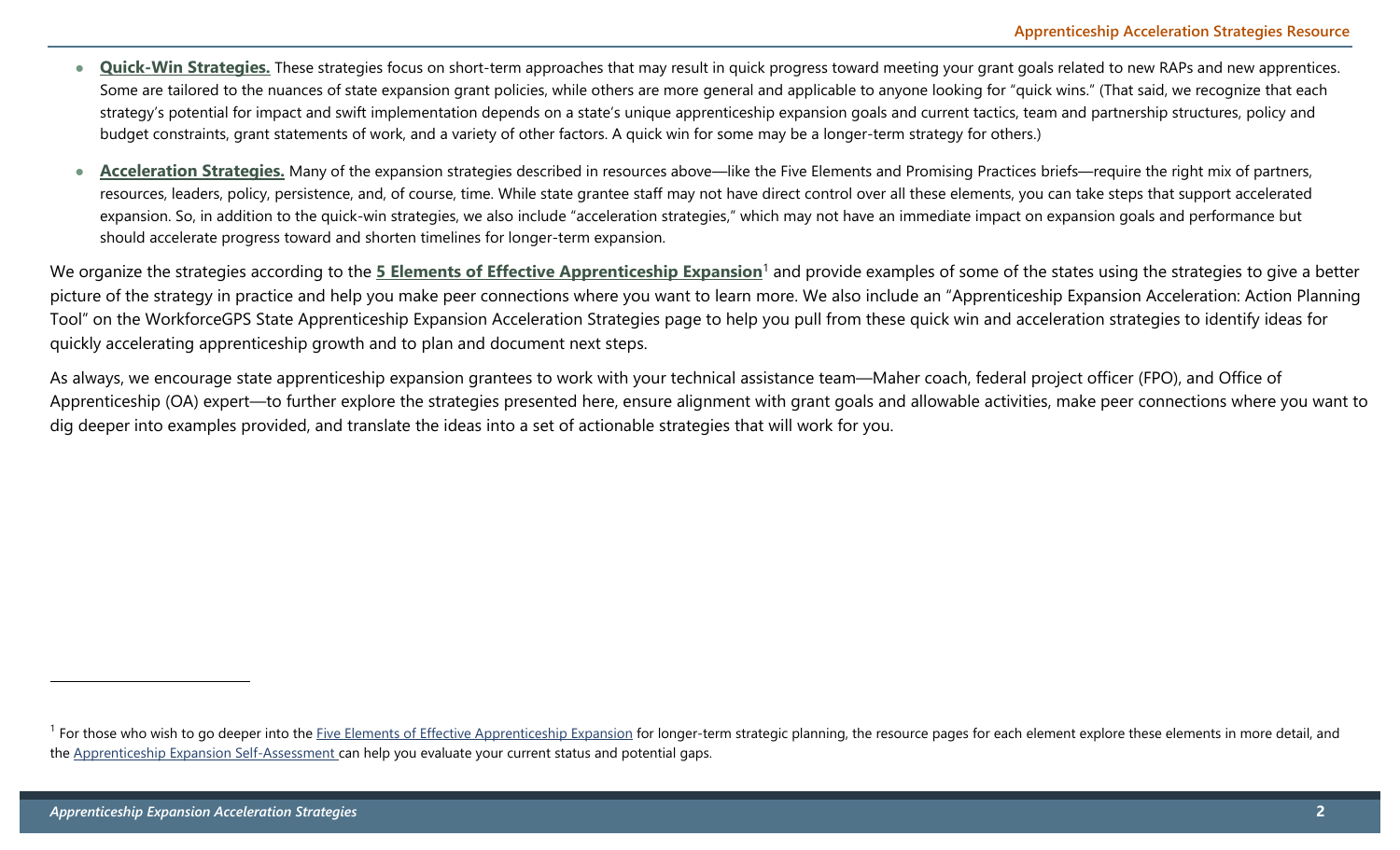- **Quick-Win Strategies.** These strategies focus on short-term approaches that may result in quick progress toward meeting your grant goals related to new RAPs and new apprentices. Some are tailored to the nuances of state expansion grant policies, while others are more general and applicable to anyone looking for "quick wins." (That said, we recognize that each strategy's potential for impact and swift implementation depends on a state's unique apprenticeship expansion goals and current tactics, team and partnership structures, policy and budget constraints, grant statements of work, and a variety of other factors. A quick win for some may be a longer-term strategy for others.)

- **Acceleration Strategies.** Many of the expansion strategies described in resources above—like the Five Elements and Promising Practices briefs—require the right mix of partners, resources, leaders, policy, persistence, and, of course, time. While state grantee staff may not have direct control over all these elements, you can take steps that support accelerated expansion. So, in addition to the quick-win strategies, we also include "acceleration strategies," which may not have an immediate impact on expansion goals and performance but should accelerate progress toward and shorten timelines for longer-term expansion.

We organize the strategies according to the **5 Elements of Effective Apprenticeship Expansion**[1] and provide examples of some of the states using the strategies to give a better picture of the strategy in practice and help you make peer connections where you want to learn more. We also include an "Apprenticeship Expansion Acceleration: Action Planning Tool" on the WorkforceGPS State Apprenticeship Expansion Acceleration Strategies page to help you pull from these quick win and acceleration strategies to identify ideas for quickly accelerating apprenticeship growth and to plan and document next steps.

As always, we encourage state apprenticeship expansion grantees to work with your technical assistance team—Maher coach, federal project officer (FPO), and Office of Apprenticeship (OA) expert—to further explore the strategies presented here, ensure alignment with grant goals and allowable activities, make peer connections where you want to dig deeper into examples provided, and translate the ideas into a set of actionable strategies that will work for you.

---

[1] For those who wish to go deeper into the Five Elements of Effective Apprenticeship Expansion for longer-term strategic planning, the resource pages for each element explore these elements in more detail, and the Apprenticeship Expansion Self-Assessment can help you evaluate your current status and potential gaps.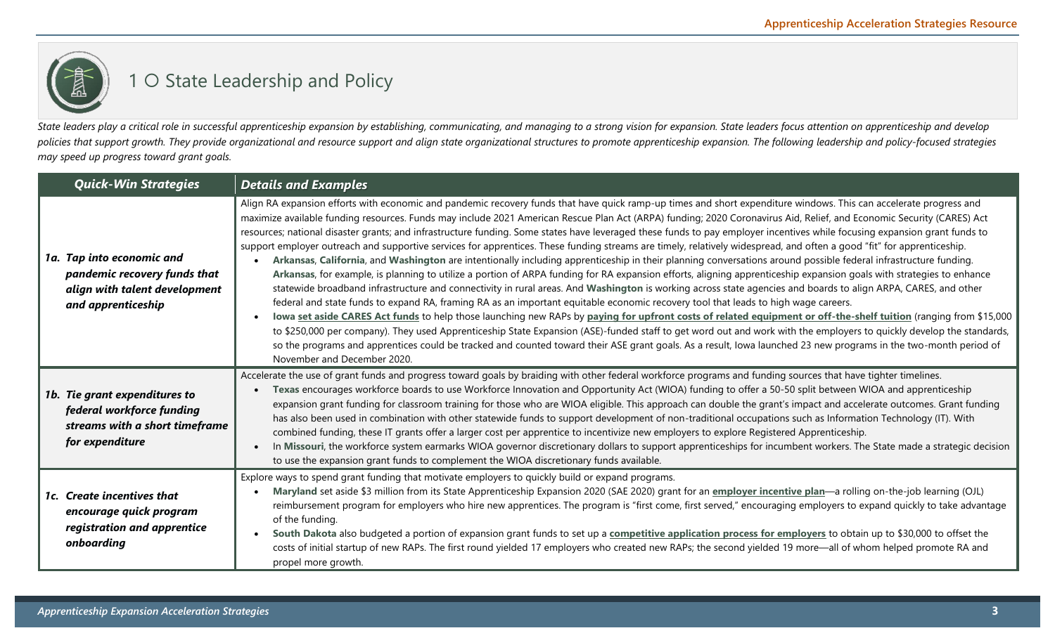# 1 ○ State Leadership and Policy

*State leaders play a critical role in successful apprenticeship expansion by establishing, communicating, and managing to a strong vision for expansion. State leaders focus attention on apprenticeship and develop policies that support growth. They provide organizational and resource support and align state organizational structures to promote apprenticeship expansion. The following leadership and policy-focused strategies may speed up progress toward grant goals.*

| Quick-Win Strategies | Details and Examples |
|---|---|
| ***1a. Tap into economic and pandemic recovery funds that align with talent development and apprenticeship*** | Align RA expansion efforts with economic and pandemic recovery funds that have quick ramp-up times and short expenditure windows. This can accelerate progress and maximize available funding resources. Funds may include 2021 American Rescue Plan Act (ARPA) funding; 2020 Coronavirus Aid, Relief, and Economic Security (CARES) Act resources; national disaster grants; and infrastructure funding. Some states have leveraged these funds to pay employer incentives while focusing expansion grant funds to support employer outreach and supportive services for apprentices. These funding streams are timely, relatively widespread, and often a good "fit" for apprenticeship.<br>• **Arkansas**, **California**, and **Washington** are intentionally including apprenticeship in their planning conversations around possible federal infrastructure funding. **Arkansas**, for example, is planning to utilize a portion of ARPA funding for RA expansion efforts, aligning apprenticeship expansion goals with strategies to enhance statewide broadband infrastructure and connectivity in rural areas. And **Washington** is working across state agencies and boards to align ARPA, CARES, and other federal and state funds to expand RA, framing RA as an important equitable economic recovery tool that leads to high wage careers.<br>• **Iowa** **set aside CARES Act funds** to help those launching new RAPs by **paying for upfront costs of related equipment or off-the-shelf tuition** (ranging from $15,000 to $250,000 per company). They used Apprenticeship State Expansion (ASE)-funded staff to get word out and work with the employers to quickly develop the standards, so the programs and apprentices could be tracked and counted toward their ASE grant goals. As a result, Iowa launched 23 new programs in the two-month period of November and December 2020. |
| ***1b. Tie grant expenditures to federal workforce funding streams with a short timeframe for expenditure*** | Accelerate the use of grant funds and progress toward goals by braiding with other federal workforce programs and funding sources that have tighter timelines.<br>• **Texas** encourages workforce boards to use Workforce Innovation and Opportunity Act (WIOA) funding to offer a 50-50 split between WIOA and apprenticeship expansion grant funding for classroom training for those who are WIOA eligible. This approach can double the grant's impact and accelerate outcomes. Grant funding has also been used in combination with other statewide funds to support development of non-traditional occupations such as Information Technology (IT). With combined funding, these IT grants offer a larger cost per apprentice to incentivize new employers to explore Registered Apprenticeship.<br>• In **Missouri**, the workforce system earmarks WIOA governor discretionary dollars to support apprenticeships for incumbent workers. The State made a strategic decision to use the expansion grant funds to complement the WIOA discretionary funds available. |
| ***1c. Create incentives that encourage quick program registration and apprentice onboarding*** | Explore ways to spend grant funding that motivate employers to quickly build or expand programs.<br>• **Maryland** set aside $3 million from its State Apprenticeship Expansion 2020 (SAE 2020) grant for an **employer incentive plan**—a rolling on-the-job learning (OJL) reimbursement program for employers who hire new apprentices. The program is "first come, first served," encouraging employers to expand quickly to take advantage of the funding.<br>• **South Dakota** also budgeted a portion of expansion grant funds to set up a **competitive application process for employers** to obtain up to $30,000 to offset the costs of initial startup of new RAPs. The first round yielded 17 employers who created new RAPs; the second yielded 19 more—all of whom helped promote RA and propel more growth. |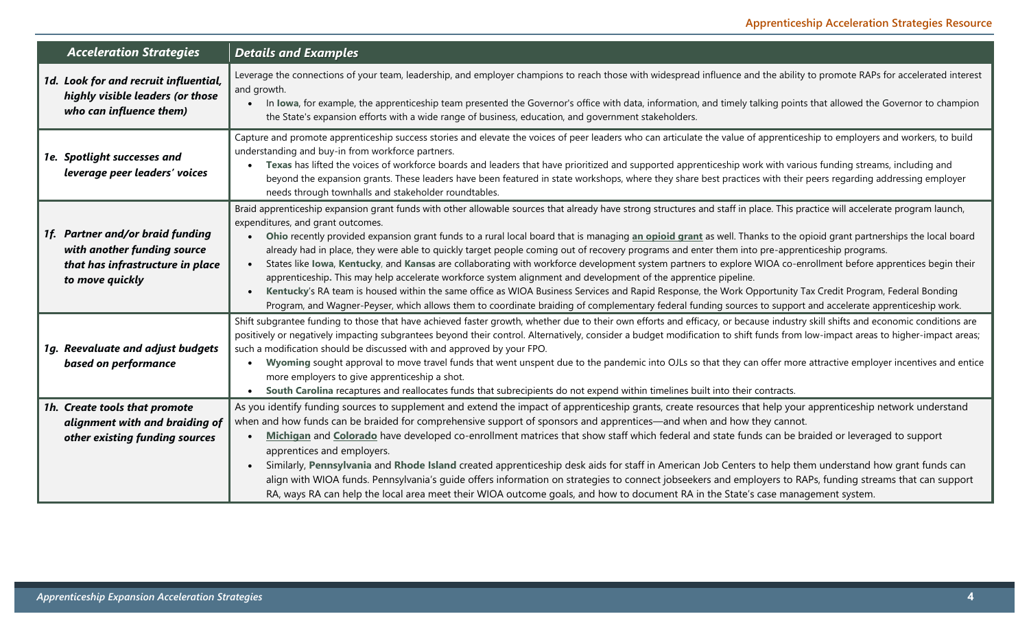| *Acceleration Strategies* | *Details and Examples* |
|---|---|
| ***1d. Look for and recruit influential, highly visible leaders (or those who can influence them)*** | Leverage the connections of your team, leadership, and employer champions to reach those with widespread influence and the ability to promote RAPs for accelerated interest and growth.<br>• In **Iowa**, for example, the apprenticeship team presented the Governor's office with data, information, and timely talking points that allowed the Governor to champion the State's expansion efforts with a wide range of business, education, and government stakeholders. |
| ***1e. Spotlight successes and leverage peer leaders' voices*** | Capture and promote apprenticeship success stories and elevate the voices of peer leaders who can articulate the value of apprenticeship to employers and workers, to build understanding and buy-in from workforce partners.<br>• **Texas** has lifted the voices of workforce boards and leaders that have prioritized and supported apprenticeship work with various funding streams, including and beyond the expansion grants. These leaders have been featured in state workshops, where they share best practices with their peers regarding addressing employer needs through townhalls and stakeholder roundtables. |
| ***1f. Partner and/or braid funding with another funding source that has infrastructure in place to move quickly*** | Braid apprenticeship expansion grant funds with other allowable sources that already have strong structures and staff in place. This practice will accelerate program launch, expenditures, and grant outcomes.<br>• **Ohio** recently provided expansion grant funds to a rural local board that is managing **an opioid grant** as well. Thanks to the opioid grant partnerships the local board already had in place, they were able to quickly target people coming out of recovery programs and enter them into pre-apprenticeship programs.<br>• States like **Iowa**, **Kentucky**, and **Kansas** are collaborating with workforce development system partners to explore WIOA co-enrollment before apprentices begin their apprenticeship. This may help accelerate workforce system alignment and development of the apprentice pipeline.<br>• **Kentucky**'s RA team is housed within the same office as WIOA Business Services and Rapid Response, the Work Opportunity Tax Credit Program, Federal Bonding Program, and Wagner-Peyser, which allows them to coordinate braiding of complementary federal funding sources to support and accelerate apprenticeship work. |
| ***1g. Reevaluate and adjust budgets based on performance*** | Shift subgrantee funding to those that have achieved faster growth, whether due to their own efforts and efficacy, or because industry skill shifts and economic conditions are positively or negatively impacting subgrantees beyond their control. Alternatively, consider a budget modification to shift funds from low-impact areas to higher-impact areas; such a modification should be discussed with and approved by your FPO.<br>• **Wyoming** sought approval to move travel funds that went unspent due to the pandemic into OJLs so that they can offer more attractive employer incentives and entice more employers to give apprenticeship a shot.<br>• **South Carolina** recaptures and reallocates funds that subrecipients do not expend within timelines built into their contracts. |
| ***1h. Create tools that promote alignment with and braiding of other existing funding sources*** | As you identify funding sources to supplement and extend the impact of apprenticeship grants, create resources that help your apprenticeship network understand when and how funds can be braided for comprehensive support of sponsors and apprentices—and when and how they cannot.<br>• **Michigan** and **Colorado** have developed co-enrollment matrices that show staff which federal and state funds can be braided or leveraged to support apprentices and employers.<br>• Similarly, **Pennsylvania** and **Rhode Island** created apprenticeship desk aids for staff in American Job Centers to help them understand how grant funds can align with WIOA funds. Pennsylvania's guide offers information on strategies to connect jobseekers and employers to RAPs, funding streams that can support RA, ways RA can help the local area meet their WIOA outcome goals, and how to document RA in the State's case management system. |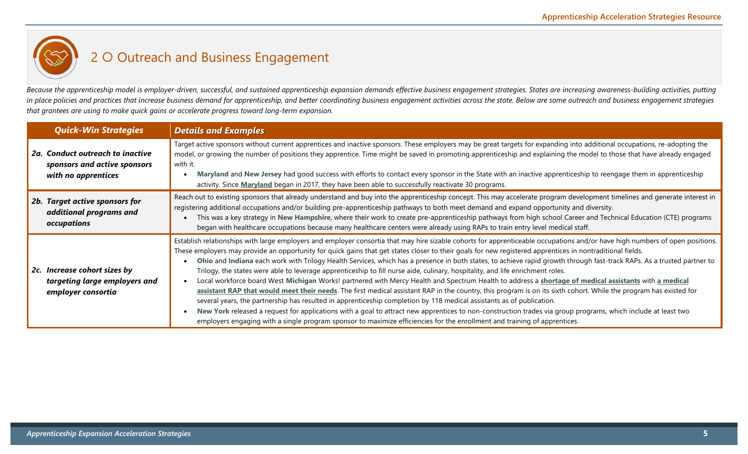## 2 ○ Outreach and Business Engagement

*Because the apprenticeship model is employer-driven, successful, and sustained apprenticeship expansion demands effective business engagement strategies. States are increasing awareness-building activities, putting in place policies and practices that increase business demand for apprenticeship, and better coordinating business engagement activities across the state. Below are some outreach and business engagement strategies that grantees are using to make quick gains or accelerate progress toward long-term expansion.*

| *Quick-Win Strategies* | *Details and Examples* |
|---|---|
| ***2a. Conduct outreach to inactive sponsors and active sponsors with no apprentices*** | Target active sponsors without current apprentices and inactive sponsors. These employers may be great targets for expanding into additional occupations, re-adopting the model, or growing the number of positions they apprentice. Time might be saved in promoting apprenticeship and explaining the model to those that have already engaged with it.<br>• **Maryland** and **New Jersey** had good success with efforts to contact every sponsor in the State with an inactive apprenticeship to reengage them in apprenticeship activity. Since **Maryland** began in 2017, they have been able to successfully reactivate 30 programs. |
| ***2b. Target active sponsors for additional programs and occupations*** | Reach out to existing sponsors that already understand and buy into the apprenticeship concept. This may accelerate program development timelines and generate interest in registering additional occupations and/or building pre-apprenticeship pathways to both meet demand and expand opportunity and diversity.<br>• This was a key strategy in **New Hampshire**, where their work to create pre-apprenticeship pathways from high school Career and Technical Education (CTE) programs began with healthcare occupations because many healthcare centers were already using RAPs to train entry level medical staff. |
| ***2c. Increase cohort sizes by targeting large employers and employer consortia*** | Establish relationships with large employers and employer consortia that may hire sizable cohorts for apprenticeable occupations and/or have high numbers of open positions. These employers may provide an opportunity for quick gains that get states closer to their goals for new registered apprentices in nontraditional fields.<br>• **Ohio** and **Indiana** each work with Trilogy Health Services, which has a presence in both states, to achieve rapid growth through fast-track RAPs. As a trusted partner to Trilogy, the states were able to leverage apprenticeship to fill nurse aide, culinary, hospitality, and life enrichment roles.<br>• Local workforce board West **Michigan** Works! partnered with Mercy Health and Spectrum Health to address a **shortage of medical assistants** with **a medical assistant RAP that would meet their needs**. The first medical assistant RAP in the country, this program is on its sixth cohort. While the program has existed for several years, the partnership has resulted in apprenticeship completion by 118 medical assistants as of publication.<br>• **New York** released a request for applications with a goal to attract new apprentices to non-construction trades via group programs, which include at least two employers engaging with a single program sponsor to maximize efficiencies for the enrollment and training of apprentices. |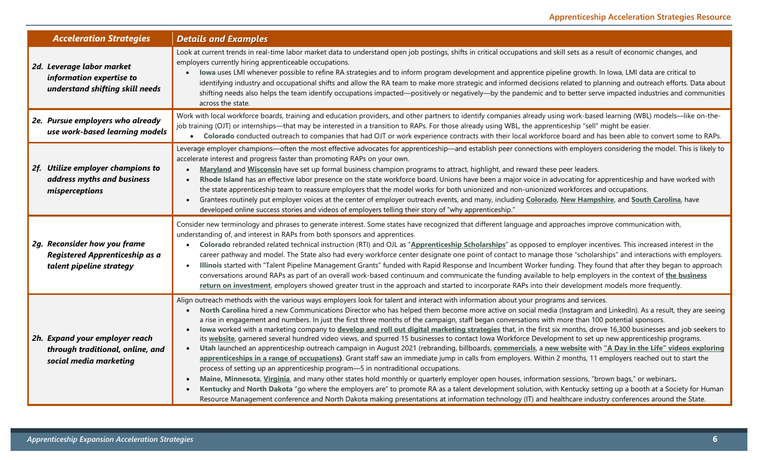| Acceleration Strategies | Details and Examples |
|---|---|
| ***2d. Leverage labor market information expertise to understand shifting skill needs*** | Look at current trends in real-time labor market data to understand open job postings, shifts in critical occupations and skill sets as a result of economic changes, and employers currently hiring apprenticeable occupations.<br>• **Iowa** uses LMI whenever possible to refine RA strategies and to inform program development and apprentice pipeline growth. In Iowa, LMI data are critical to identifying industry and occupational shifts and allow the RA team to make more strategic and informed decisions related to planning and outreach efforts. Data about shifting needs also helps the team identify occupations impacted—positively or negatively—by the pandemic and to better serve impacted industries and communities across the state. |
| ***2e. Pursue employers who already use work-based learning models*** | Work with local workforce boards, training and education providers, and other partners to identify companies already using work-based learning (WBL) models—like on-the-job training (OJT) or internships—that may be interested in a transition to RAPs. For those already using WBL, the apprenticeship "sell" might be easier.<br>• **Colorado** conducted outreach to companies that had OJT or work experience contracts with their local workforce board and has been able to convert some to RAPs. |
| ***2f. Utilize employer champions to address myths and business misperceptions*** | Leverage employer champions—often the most effective advocates for apprenticeship—and establish peer connections with employers considering the model. This is likely to accelerate interest and progress faster than promoting RAPs on your own.<br>• **Maryland** and **Wisconsin** have set up formal business champion programs to attract, highlight, and reward these peer leaders.<br>• **Rhode Island** has an effective labor presence on the state workforce board. Unions have been a major voice in advocating for apprenticeship and have worked with the state apprenticeship team to reassure employers that the model works for both unionized and non-unionized workforces and occupations.<br>• Grantees routinely put employer voices at the center of employer outreach events, and many, including **Colorado**, **New Hampshire**, and **South Carolina**, have developed online success stories and videos of employers telling their story of "why apprenticeship." |
| ***2g. Reconsider how you frame Registered Apprenticeship as a talent pipeline strategy*** | Consider new terminology and phrases to generate interest. Some states have recognized that different language and approaches improve communication with, understanding of, and interest in RAPs from both sponsors and apprentices.<br>• **Colorado** rebranded related technical instruction (RTI) and OJL as "**Apprenticeship Scholarships**" as opposed to employer incentives. This increased interest in the career pathway and model. The State also had every workforce center designate one point of contact to manage those "scholarships" and interactions with employers.<br>• **Illinois** started with "Talent Pipeline Management Grants" funded with Rapid Response and Incumbent Worker funding. They found that after they began to approach conversations around RAPs as part of an overall work-based continuum and communicate the funding available to help employers in the context of **the business return on investment**, employers showed greater trust in the approach and started to incorporate RAPs into their development models more frequently. |
| ***2h. Expand your employer reach through traditional, online, and social media marketing*** | Align outreach methods with the various ways employers look for talent and interact with information about your programs and services.<br>• **North Carolina** hired a new Communications Director who has helped them become more active on social media (Instagram and LinkedIn). As a result, they are seeing a rise in engagement and numbers. In just the first three months of the campaign, staff began conversations with more than 100 potential sponsors.<br>• **Iowa** worked with a marketing company to **develop and roll out digital marketing strategies** that, in the first six months, drove 16,300 businesses and job seekers to its **website**, garnered several hundred video views, and spurred 15 businesses to contact Iowa Workforce Development to set up new apprenticeship programs.<br>• **Utah** launched an apprenticeship outreach campaign in August 2021 (rebranding, billboards, **commercials**, a **new website** with **"A Day in the Life" videos exploring apprenticeships in a range of occupations**). Grant staff saw an immediate jump in calls from employers. Within 2 months, 11 employers reached out to start the process of setting up an apprenticeship program—5 in nontraditional occupations.<br>• **Maine, Minnesota**, **Virginia**, and many other states hold monthly or quarterly employer open houses, information sessions, "brown bags," or webinars.<br>• **Kentucky** and **North Dakota** "go where the employers are" to promote RA as a talent development solution, with Kentucky setting up a booth at a Society for Human Resource Management conference and North Dakota making presentations at information technology (IT) and healthcare industry conferences around the State. |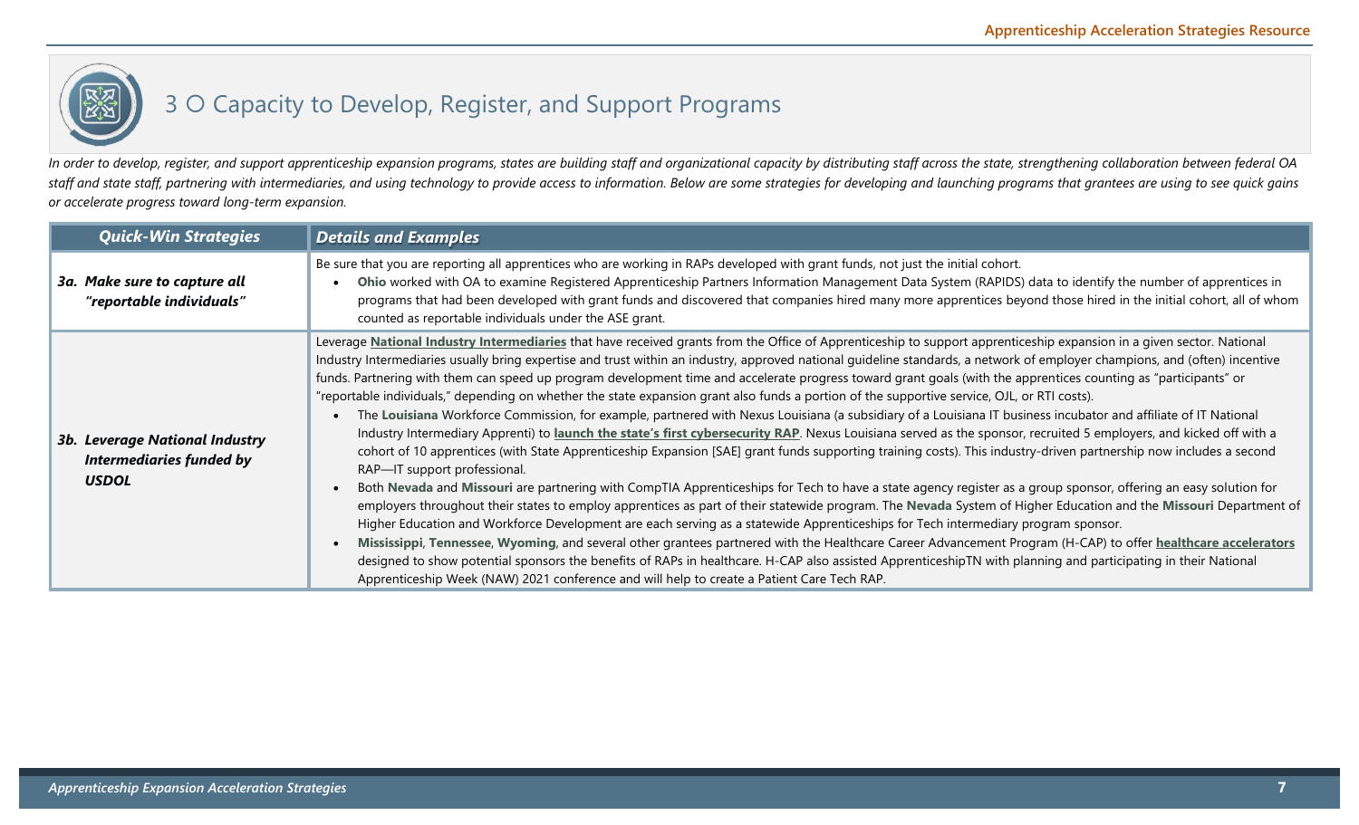## 3 ○ Capacity to Develop, Register, and Support Programs

*In order to develop, register, and support apprenticeship expansion programs, states are building staff and organizational capacity by distributing staff across the state, strengthening collaboration between federal OA staff and state staff, partnering with intermediaries, and using technology to provide access to information. Below are some strategies for developing and launching programs that grantees are using to see quick gains or accelerate progress toward long-term expansion.*

| *Quick-Win Strategies* | *Details and Examples* |
|---|---|
| ***3a. Make sure to capture all "reportable individuals"*** | Be sure that you are reporting all apprentices who are working in RAPs developed with grant funds, not just the initial cohort.<br>• **Ohio** worked with OA to examine Registered Apprenticeship Partners Information Management Data System (RAPIDS) data to identify the number of apprentices in programs that had been developed with grant funds and discovered that companies hired many more apprentices beyond those hired in the initial cohort, all of whom counted as reportable individuals under the ASE grant. |
| ***3b. Leverage National Industry Intermediaries funded by USDOL*** | Leverage **National Industry Intermediaries** that have received grants from the Office of Apprenticeship to support apprenticeship expansion in a given sector. National Industry Intermediaries usually bring expertise and trust within an industry, approved national guideline standards, a network of employer champions, and (often) incentive funds. Partnering with them can speed up program development time and accelerate progress toward grant goals (with the apprentices counting as "participants" or "reportable individuals," depending on whether the state expansion grant also funds a portion of the supportive service, OJL, or RTI costs).<br>• The **Louisiana** Workforce Commission, for example, partnered with Nexus Louisiana (a subsidiary of a Louisiana IT business incubator and affiliate of IT National Industry Intermediary Apprenti) to **launch the state's first cybersecurity RAP**. Nexus Louisiana served as the sponsor, recruited 5 employers, and kicked off with a cohort of 10 apprentices (with State Apprenticeship Expansion [SAE] grant funds supporting training costs). This industry-driven partnership now includes a second RAP—IT support professional.<br>• Both **Nevada** and **Missouri** are partnering with CompTIA Apprenticeships for Tech to have a state agency register as a group sponsor, offering an easy solution for employers throughout their states to employ apprentices as part of their statewide program. The **Nevada** System of Higher Education and the **Missouri** Department of Higher Education and Workforce Development are each serving as a statewide Apprenticeships for Tech intermediary program sponsor.<br>• **Mississippi**, **Tennessee**, **Wyoming**, and several other grantees partnered with the Healthcare Career Advancement Program (H-CAP) to offer **healthcare accelerators** designed to show potential sponsors the benefits of RAPs in healthcare. H-CAP also assisted ApprenticeshipTN with planning and participating in their National Apprenticeship Week (NAW) 2021 conference and will help to create a Patient Care Tech RAP. |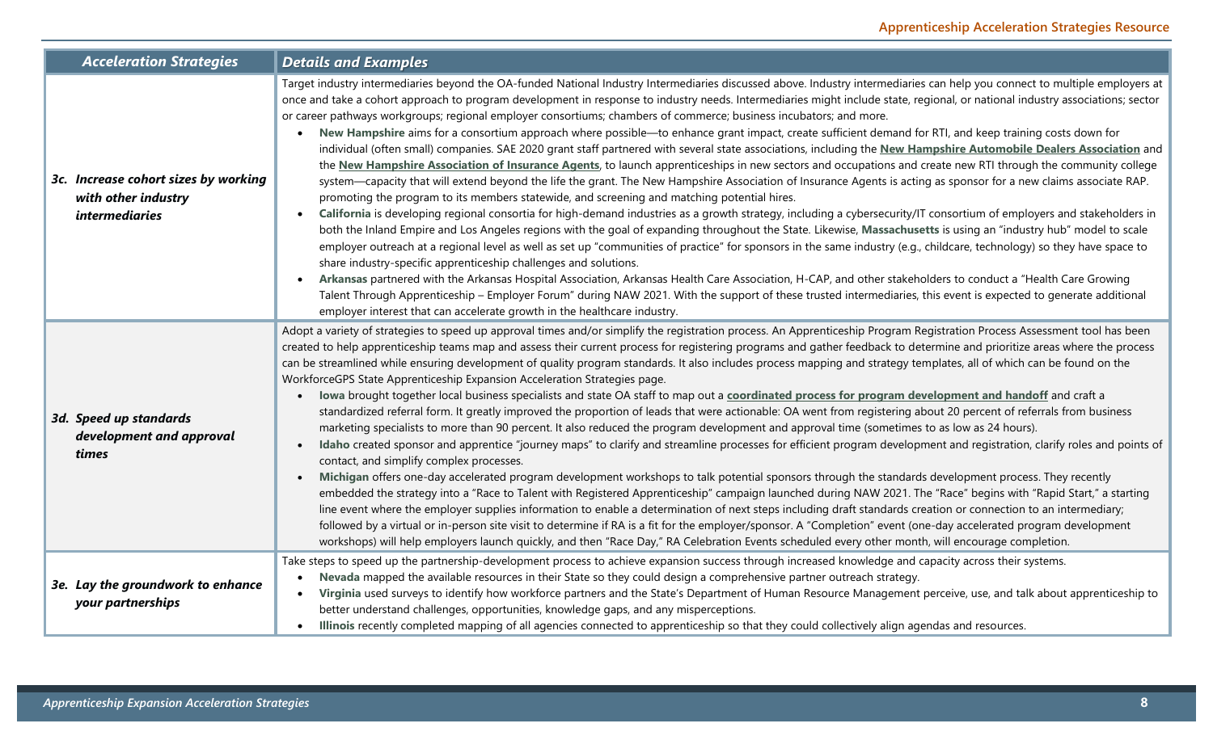| Acceleration Strategies | Details and Examples |
|---|---|
| ***3c. Increase cohort sizes by working with other industry intermediaries*** | Target industry intermediaries beyond the OA-funded National Industry Intermediaries discussed above. Industry intermediaries can help you connect to multiple employers at once and take a cohort approach to program development in response to industry needs. Intermediaries might include state, regional, or national industry associations; sector or career pathways workgroups; regional employer consortiums; chambers of commerce; business incubators; and more.<br>• **New Hampshire** aims for a consortium approach where possible—to enhance grant impact, create sufficient demand for RTI, and keep training costs down for individual (often small) companies. SAE 2020 grant staff partnered with several state associations, including the **New Hampshire Automobile Dealers Association** and the **New Hampshire Association of Insurance Agents**, to launch apprenticeships in new sectors and occupations and create new RTI through the community college system—capacity that will extend beyond the life the grant. The New Hampshire Association of Insurance Agents is acting as sponsor for a new claims associate RAP. promoting the program to its members statewide, and screening and matching potential hires.<br>• **California** is developing regional consortia for high-demand industries as a growth strategy, including a cybersecurity/IT consortium of employers and stakeholders in both the Inland Empire and Los Angeles regions with the goal of expanding throughout the State. Likewise, **Massachusetts** is using an "industry hub" model to scale employer outreach at a regional level as well as set up "communities of practice" for sponsors in the same industry (e.g., childcare, technology) so they have space to share industry-specific apprenticeship challenges and solutions.<br>• **Arkansas** partnered with the Arkansas Hospital Association, Arkansas Health Care Association, H-CAP, and other stakeholders to conduct a "Health Care Growing Talent Through Apprenticeship – Employer Forum" during NAW 2021. With the support of these trusted intermediaries, this event is expected to generate additional employer interest that can accelerate growth in the healthcare industry. |
| ***3d. Speed up standards development and approval times*** | Adopt a variety of strategies to speed up approval times and/or simplify the registration process. An Apprenticeship Program Registration Process Assessment tool has been created to help apprenticeship teams map and assess their current process for registering programs and gather feedback to determine and prioritize areas where the process can be streamlined while ensuring development of quality program standards. It also includes process mapping and strategy templates, all of which can be found on the WorkforceGPS State Apprenticeship Expansion Acceleration Strategies page.<br>• **Iowa** brought together local business specialists and state OA staff to map out a **coordinated process for program development and handoff** and craft a standardized referral form. It greatly improved the proportion of leads that were actionable: OA went from registering about 20 percent of referrals from business marketing specialists to more than 90 percent. It also reduced the program development and approval time (sometimes to as low as 24 hours).<br>• **Idaho** created sponsor and apprentice "journey maps" to clarify and streamline processes for efficient program development and registration, clarify roles and points of contact, and simplify complex processes.<br>• **Michigan** offers one-day accelerated program development workshops to talk potential sponsors through the standards development process. They recently embedded the strategy into a "Race to Talent with Registered Apprenticeship" campaign launched during NAW 2021. The "Race" begins with "Rapid Start," a starting line event where the employer supplies information to enable a determination of next steps including draft standards creation or connection to an intermediary; followed by a virtual or in-person site visit to determine if RA is a fit for the employer/sponsor. A "Completion" event (one-day accelerated program development workshops) will help employers launch quickly, and then "Race Day," RA Celebration Events scheduled every other month, will encourage completion. |
| ***3e. Lay the groundwork to enhance your partnerships*** | Take steps to speed up the partnership-development process to achieve expansion success through increased knowledge and capacity across their systems.<br>• **Nevada** mapped the available resources in their State so they could design a comprehensive partner outreach strategy.<br>• **Virginia** used surveys to identify how workforce partners and the State's Department of Human Resource Management perceive, use, and talk about apprenticeship to better understand challenges, opportunities, knowledge gaps, and any misperceptions.<br>• **Illinois** recently completed mapping of all agencies connected to apprenticeship so that they could collectively align agendas and resources. |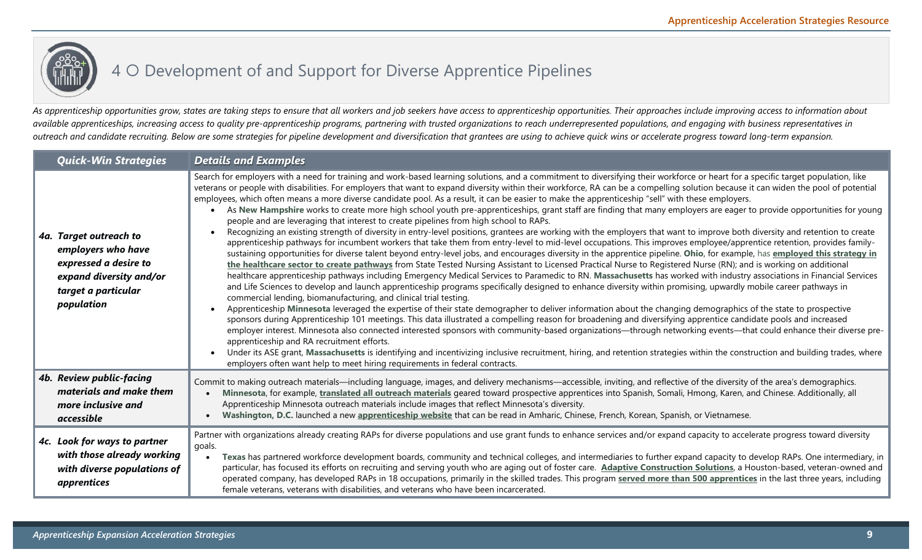# 4 ○ Development of and Support for Diverse Apprentice Pipelines

*As apprenticeship opportunities grow, states are taking steps to ensure that all workers and job seekers have access to apprenticeship opportunities. Their approaches include improving access to information about available apprenticeships, increasing access to quality pre-apprenticeship programs, partnering with trusted organizations to reach underrepresented populations, and engaging with business representatives in outreach and candidate recruiting. Below are some strategies for pipeline development and diversification that grantees are using to achieve quick wins or accelerate progress toward long-term expansion.*

| *Quick-Win Strategies* | *Details and Examples* |
|---|---|
| ***4a. Target outreach to employers who have expressed a desire to expand diversity and/or target a particular population*** | Search for employers with a need for training and work-based learning solutions, and a commitment to diversifying their workforce or heart for a specific target population, like veterans or people with disabilities. For employers that want to expand diversity within their workforce, RA can be a compelling solution because it can widen the pool of potential employees, which often means a more diverse candidate pool. As a result, it can be easier to make the apprenticeship "sell" with these employers.<br>• As **New Hampshire** works to create more high school youth pre-apprenticeships, grant staff are finding that many employers are eager to provide opportunities for young people and are leveraging that interest to create pipelines from high school to RAPs.<br>• Recognizing an existing strength of diversity in entry-level positions, grantees are working with the employers that want to improve both diversity and retention to create apprenticeship pathways for incumbent workers that take them from entry-level to mid-level occupations. This improves employee/apprentice retention, provides family-sustaining opportunities for diverse talent beyond entry-level jobs, and encourages diversity in the apprentice pipeline. **Ohio**, for example, has **employed this strategy in the healthcare sector to create pathways** from State Tested Nursing Assistant to Licensed Practical Nurse to Registered Nurse (RN); and is working on additional healthcare apprenticeship pathways including Emergency Medical Services to Paramedic to RN. **Massachusetts** has worked with industry associations in Financial Services and Life Sciences to develop and launch apprenticeship programs specifically designed to enhance diversity within promising, upwardly mobile career pathways in commercial lending, biomanufacturing, and clinical trial testing.<br>• Apprenticeship **Minnesota** leveraged the expertise of their state demographer to deliver information about the changing demographics of the state to prospective sponsors during Apprenticeship 101 meetings. This data illustrated a compelling reason for broadening and diversifying apprentice candidate pools and increased employer interest. Minnesota also connected interested sponsors with community-based organizations—through networking events—that could enhance their diverse pre-apprenticeship and RA recruitment efforts.<br>• Under its ASE grant, **Massachusetts** is identifying and incentivizing inclusive recruitment, hiring, and retention strategies within the construction and building trades, where employers often want help to meet hiring requirements in federal contracts. |
| ***4b. Review public-facing materials and make them more inclusive and accessible*** | Commit to making outreach materials—including language, images, and delivery mechanisms—accessible, inviting, and reflective of the diversity of the area's demographics.<br>• **Minnesota**, for example, **translated all outreach materials** geared toward prospective apprentices into Spanish, Somali, Hmong, Karen, and Chinese. Additionally, all Apprenticeship Minnesota outreach materials include images that reflect Minnesota's diversity.<br>• **Washington, D.C.** launched a new **apprenticeship website** that can be read in Amharic, Chinese, French, Korean, Spanish, or Vietnamese. |
| ***4c. Look for ways to partner with those already working with diverse populations of apprentices*** | Partner with organizations already creating RAPs for diverse populations and use grant funds to enhance services and/or expand capacity to accelerate progress toward diversity goals.<br>• **Texas** has partnered workforce development boards, community and technical colleges, and intermediaries to further expand capacity to develop RAPs. One intermediary, in particular, has focused its efforts on recruiting and serving youth who are aging out of foster care. **Adaptive Construction Solutions**, a Houston-based, veteran-owned and operated company, has developed RAPs in 18 occupations, primarily in the skilled trades. This program **served more than 500 apprentices** in the last three years, including female veterans, veterans with disabilities, and veterans who have been incarcerated. |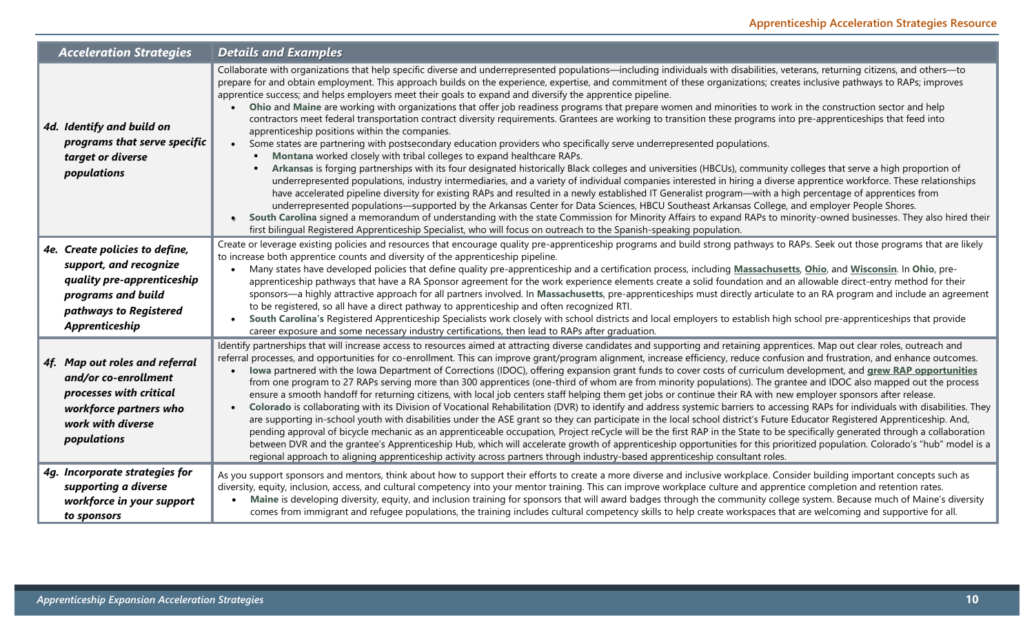| *Acceleration Strategies* | *Details and Examples* |
|---|---|
| ***4d. Identify and build on programs that serve specific target or diverse populations*** | Collaborate with organizations that help specific diverse and underrepresented populations—including individuals with disabilities, veterans, returning citizens, and others—to prepare for and obtain employment. This approach builds on the experience, expertise, and commitment of these organizations; creates inclusive pathways to RAPs; improves apprentice success; and helps employers meet their goals to expand and diversify the apprentice pipeline.<br>• **Ohio** and **Maine** are working with organizations that offer job readiness programs that prepare women and minorities to work in the construction sector and help contractors meet federal transportation contract diversity requirements. Grantees are working to transition these programs into pre-apprenticeships that feed into apprenticeship positions within the companies.<br>• Some states are partnering with postsecondary education providers who specifically serve underrepresented populations.<br>  ▪ **Montana** worked closely with tribal colleges to expand healthcare RAPs.<br>  ▪ **Arkansas** is forging partnerships with its four designated historically Black colleges and universities (HBCUs), community colleges that serve a high proportion of underrepresented populations, industry intermediaries, and a variety of individual companies interested in hiring a diverse apprentice workforce. These relationships have accelerated pipeline diversity for existing RAPs and resulted in a newly established IT Generalist program—with a high percentage of apprentices from underrepresented populations—supported by the Arkansas Center for Data Sciences, HBCU Southeast Arkansas College, and employer People Shores.<br>• **South Carolina** signed a memorandum of understanding with the state Commission for Minority Affairs to expand RAPs to minority-owned businesses. They also hired their first bilingual Registered Apprenticeship Specialist, who will focus on outreach to the Spanish-speaking population. |
| ***4e. Create policies to define, support, and recognize quality pre-apprenticeship programs and build pathways to Registered Apprenticeship*** | Create or leverage existing policies and resources that encourage quality pre-apprenticeship programs and build strong pathways to RAPs. Seek out those programs that are likely to increase both apprentice counts and diversity of the apprenticeship pipeline.<br>• Many states have developed policies that define quality pre-apprenticeship and a certification process, including **Massachusetts**, **Ohio**, and **Wisconsin**. In **Ohio**, pre-apprenticeship pathways that have a RA Sponsor agreement for the work experience elements create a solid foundation and an allowable direct-entry method for their sponsors—a highly attractive approach for all partners involved. In **Massachusetts**, pre-apprenticeships must directly articulate to an RA program and include an agreement to be registered, so all have a direct pathway to apprenticeship and often recognized RTI.<br>• **South Carolina's** Registered Apprenticeship Specialists work closely with school districts and local employers to establish high school pre-apprenticeships that provide career exposure and some necessary industry certifications, then lead to RAPs after graduation. |
| ***4f. Map out roles and referral and/or co-enrollment processes with critical workforce partners who work with diverse populations*** | Identify partnerships that will increase access to resources aimed at attracting diverse candidates and supporting and retaining apprentices. Map out clear roles, outreach and referral processes, and opportunities for co-enrollment. This can improve grant/program alignment, increase efficiency, reduce confusion and frustration, and enhance outcomes.<br>• **Iowa** partnered with the Iowa Department of Corrections (IDOC), offering expansion grant funds to cover costs of curriculum development, and **grew RAP opportunities** from one program to 27 RAPs serving more than 300 apprentices (one-third of whom are from minority populations). The grantee and IDOC also mapped out the process ensure a smooth handoff for returning citizens, with local job centers staff helping them get jobs or continue their RA with new employer sponsors after release.<br>• **Colorado** is collaborating with its Division of Vocational Rehabilitation (DVR) to identify and address systemic barriers to accessing RAPs for individuals with disabilities. They are supporting in-school youth with disabilities under the ASE grant so they can participate in the local school district's Future Educator Registered Apprenticeship. And, pending approval of bicycle mechanic as an apprenticeable occupation, Project reCycle will be the first RAP in the State to be specifically generated through a collaboration between DVR and the grantee's Apprenticeship Hub, which will accelerate growth of apprenticeship opportunities for this prioritized population. Colorado's "hub" model is a regional approach to aligning apprenticeship activity across partners through industry-based apprenticeship consultant roles. |
| ***4g. Incorporate strategies for supporting a diverse workforce in your support to sponsors*** | As you support sponsors and mentors, think about how to support their efforts to create a more diverse and inclusive workplace. Consider building important concepts such as diversity, equity, inclusion, access, and cultural competency into your mentor training. This can improve workplace culture and apprentice completion and retention rates.<br>• **Maine** is developing diversity, equity, and inclusion training for sponsors that will award badges through the community college system. Because much of Maine's diversity comes from immigrant and refugee populations, the training includes cultural competency skills to help create workspaces that are welcoming and supportive for all. |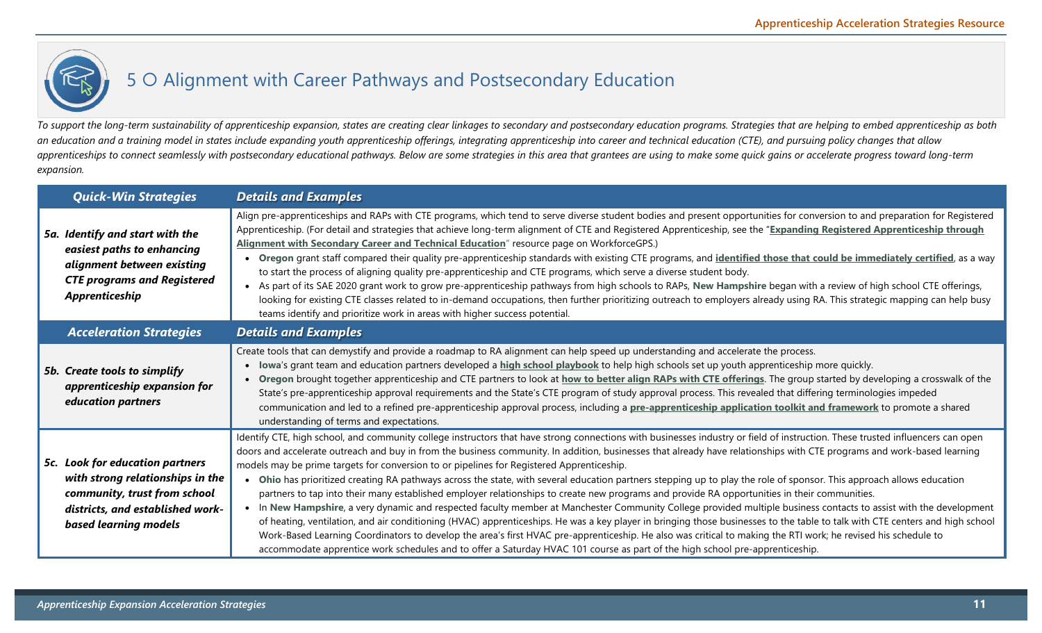## 5 Alignment with Career Pathways and Postsecondary Education

*To support the long-term sustainability of apprenticeship expansion, states are creating clear linkages to secondary and postsecondary education programs. Strategies that are helping to embed apprenticeship as both an education and a training model in states include expanding youth apprenticeship offerings, integrating apprenticeship into career and technical education (CTE), and pursuing policy changes that allow apprenticeships to connect seamlessly with postsecondary educational pathways. Below are some strategies in this area that grantees are using to make some quick gains or accelerate progress toward long-term expansion.*

| Quick-Win Strategies | Details and Examples |
|---|---|
| ***5a. Identify and start with the easiest paths to enhancing alignment between existing CTE programs and Registered Apprenticeship*** | Align pre-apprenticeships and RAPs with CTE programs, which tend to serve diverse student bodies and present opportunities for conversion to and preparation for Registered Apprenticeship. (For detail and strategies that achieve long-term alignment of CTE and Registered Apprenticeship, see the "**Expanding Registered Apprenticeship through Alignment with Secondary Career and Technical Education**" resource page on WorkforceGPS.)<br>• **Oregon** grant staff compared their quality pre-apprenticeship standards with existing CTE programs, and **identified those that could be immediately certified**, as a way to start the process of aligning quality pre-apprenticeship and CTE programs, which serve a diverse student body.<br>• As part of its SAE 2020 grant work to grow pre-apprenticeship pathways from high schools to RAPs, **New Hampshire** began with a review of high school CTE offerings, looking for existing CTE classes related to in-demand occupations, then further prioritizing outreach to employers already using RA. This strategic mapping can help busy teams identify and prioritize work in areas with higher success potential. |
| ***Acceleration Strategies*** | ***Details and Examples*** |
| ***5b. Create tools to simplify apprenticeship expansion for education partners*** | Create tools that can demystify and provide a roadmap to RA alignment can help speed up understanding and accelerate the process.<br>• **Iowa**'s grant team and education partners developed a **high school playbook** to help high schools set up youth apprenticeship more quickly.<br>• **Oregon** brought together apprenticeship and CTE partners to look at **how to better align RAPs with CTE offerings**. The group started by developing a crosswalk of the State's pre-apprenticeship approval requirements and the State's CTE program of study approval process. This revealed that differing terminologies impeded communication and led to a refined pre-apprenticeship approval process, including a **pre-apprenticeship application toolkit and framework** to promote a shared understanding of terms and expectations. |
| ***5c. Look for education partners with strong relationships in the community, trust from school districts, and established work-based learning models*** | Identify CTE, high school, and community college instructors that have strong connections with businesses industry or field of instruction. These trusted influencers can open doors and accelerate outreach and buy in from the business community. In addition, businesses that already have relationships with CTE programs and work-based learning models may be prime targets for conversion to or pipelines for Registered Apprenticeship.<br>• **Ohio** has prioritized creating RA pathways across the state, with several education partners stepping up to play the role of sponsor. This approach allows education partners to tap into their many established employer relationships to create new programs and provide RA opportunities in their communities.<br>• In **New Hampshire**, a very dynamic and respected faculty member at Manchester Community College provided multiple business contacts to assist with the development of heating, ventilation, and air conditioning (HVAC) apprenticeships. He was a key player in bringing those businesses to the table to talk with CTE centers and high school Work-Based Learning Coordinators to develop the area's first HVAC pre-apprenticeship. He also was critical to making the RTI work; he revised his schedule to accommodate apprentice work schedules and to offer a Saturday HVAC 101 course as part of the high school pre-apprenticeship. |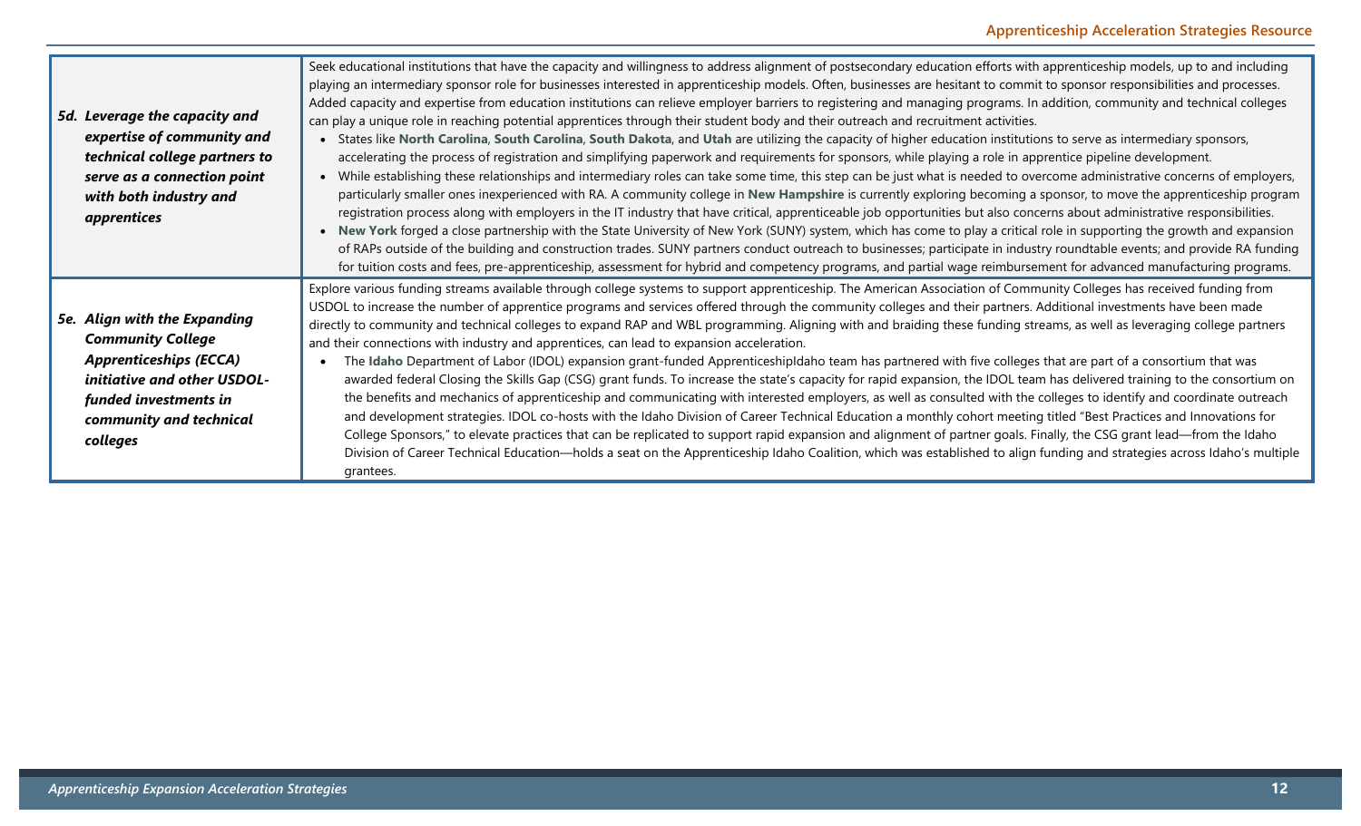| | |
|---|---|
| ***5d. Leverage the capacity and expertise of community and technical college partners to serve as a connection point with both industry and apprentices*** | Seek educational institutions that have the capacity and willingness to address alignment of postsecondary education efforts with apprenticeship models, up to and including playing an intermediary sponsor role for businesses interested in apprenticeship models. Often, businesses are hesitant to commit to sponsor responsibilities and processes. Added capacity and expertise from education institutions can relieve employer barriers to registering and managing programs. In addition, community and technical colleges can play a unique role in reaching potential apprentices through their student body and their outreach and recruitment activities.<br>• States like **North Carolina**, **South Carolina**, **South Dakota**, and **Utah** are utilizing the capacity of higher education institutions to serve as intermediary sponsors, accelerating the process of registration and simplifying paperwork and requirements for sponsors, while playing a role in apprentice pipeline development.<br>• While establishing these relationships and intermediary roles can take some time, this step can be just what is needed to overcome administrative concerns of employers, particularly smaller ones inexperienced with RA. A community college in **New Hampshire** is currently exploring becoming a sponsor, to move the apprenticeship program registration process along with employers in the IT industry that have critical, apprenticeable job opportunities but also concerns about administrative responsibilities.<br>• **New York** forged a close partnership with the State University of New York (SUNY) system, which has come to play a critical role in supporting the growth and expansion of RAPs outside of the building and construction trades. SUNY partners conduct outreach to businesses; participate in industry roundtable events; and provide RA funding for tuition costs and fees, pre-apprenticeship, assessment for hybrid and competency programs, and partial wage reimbursement for advanced manufacturing programs. |
| ***5e. Align with the Expanding Community College Apprenticeships (ECCA) initiative and other USDOL-funded investments in community and technical colleges*** | Explore various funding streams available through college systems to support apprenticeship. The American Association of Community Colleges has received funding from USDOL to increase the number of apprentice programs and services offered through the community colleges and their partners. Additional investments have been made directly to community and technical colleges to expand RAP and WBL programming. Aligning with and braiding these funding streams, as well as leveraging college partners and their connections with industry and apprentices, can lead to expansion acceleration.<br>• The **Idaho** Department of Labor (IDOL) expansion grant-funded ApprenticeshipIdaho team has partnered with five colleges that are part of a consortium that was awarded federal Closing the Skills Gap (CSG) grant funds. To increase the state's capacity for rapid expansion, the IDOL team has delivered training to the consortium on the benefits and mechanics of apprenticeship and communicating with interested employers, as well as consulted with the colleges to identify and coordinate outreach and development strategies. IDOL co-hosts with the Idaho Division of Career Technical Education a monthly cohort meeting titled "Best Practices and Innovations for College Sponsors," to elevate practices that can be replicated to support rapid expansion and alignment of partner goals. Finally, the CSG grant lead—from the Idaho Division of Career Technical Education—holds a seat on the Apprenticeship Idaho Coalition, which was established to align funding and strategies across Idaho's multiple grantees. |